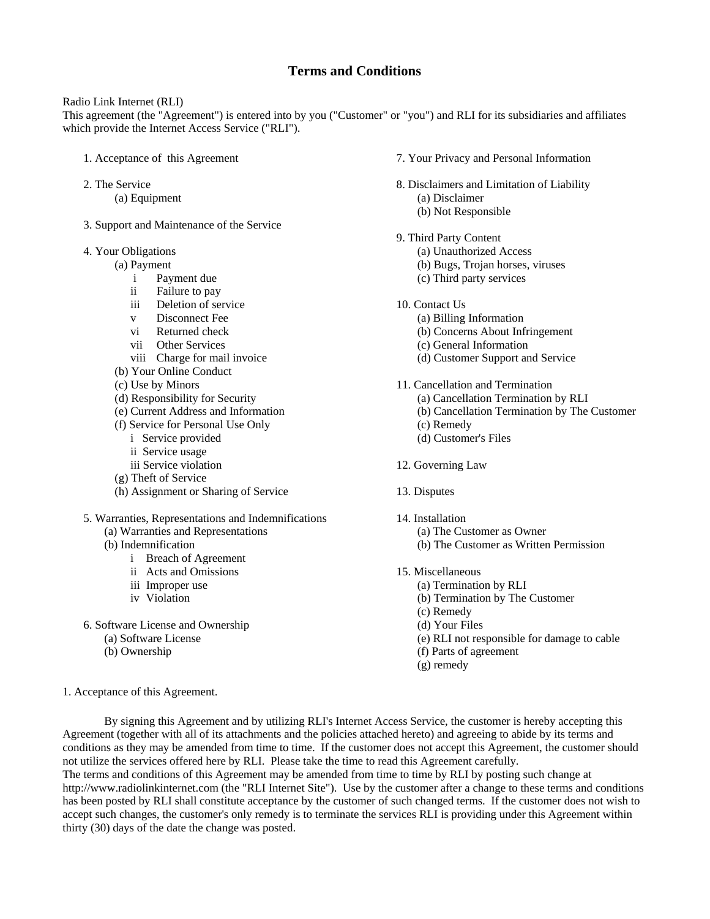# Terms and Conditions

Radio Link Internet (RLI)
This agreement (the "Agreement") is entered into by you ("Customer" or "you") and RLI for its subsidiaries and affiliates which provide the Internet Access Service ("RLI").

1. Acceptance of this Agreement

2. The Service
   - (a) Equipment

3. Support and Maintenance of the Service

4. Your Obligations
   - (a) Payment
     - i Payment due
     - ii Failure to pay
     - iii Deletion of service
     - v Disconnect Fee
     - vi Returned check
     - vii Other Services
     - viii Charge for mail invoice
   - (b) Your Online Conduct
   - (c) Use by Minors
   - (d) Responsibility for Security
   - (e) Current Address and Information
   - (f) Service for Personal Use Only
     - i Service provided
     - ii Service usage
     - iii Service violation
   - (g) Theft of Service
   - (h) Assignment or Sharing of Service

5. Warranties, Representations and Indemnifications
   - (a) Warranties and Representations
   - (b) Indemnification
     - i Breach of Agreement
     - ii Acts and Omissions
     - iii Improper use
     - iv Violation

6. Software License and Ownership
   - (a) Software License
   - (b) Ownership

7. Your Privacy and Personal Information

8. Disclaimers and Limitation of Liability
   - (a) Disclaimer
   - (b) Not Responsible

9. Third Party Content
   - (a) Unauthorized Access
   - (b) Bugs, Trojan horses, viruses
   - (c) Third party services

10. Contact Us
    - (a) Billing Information
    - (b) Concerns About Infringement
    - (c) General Information
    - (d) Customer Support and Service

11. Cancellation and Termination
    - (a) Cancellation Termination by RLI
    - (b) Cancellation Termination by The Customer
    - (c) Remedy
    - (d) Customer's Files

12. Governing Law

13. Disputes

14. Installation
    - (a) The Customer as Owner
    - (b) The Customer as Written Permission

15. Miscellaneous
    - (a) Termination by RLI
    - (b) Termination by The Customer
    - (c) Remedy
    - (d) Your Files
    - (e) RLI not responsible for damage to cable
    - (f) Parts of agreement
    - (g) remedy

1. Acceptance of this Agreement.

By signing this Agreement and by utilizing RLI's Internet Access Service, the customer is hereby accepting this Agreement (together with all of its attachments and the policies attached hereto) and agreeing to abide by its terms and conditions as they may be amended from time to time. If the customer does not accept this Agreement, the customer should not utilize the services offered here by RLI. Please take the time to read this Agreement carefully.
The terms and conditions of this Agreement may be amended from time to time by RLI by posting such change at http://www.radiolinkinternet.com (the "RLI Internet Site"). Use by the customer after a change to these terms and conditions has been posted by RLI shall constitute acceptance by the customer of such changed terms. If the customer does not wish to accept such changes, the customer's only remedy is to terminate the services RLI is providing under this Agreement within thirty (30) days of the date the change was posted.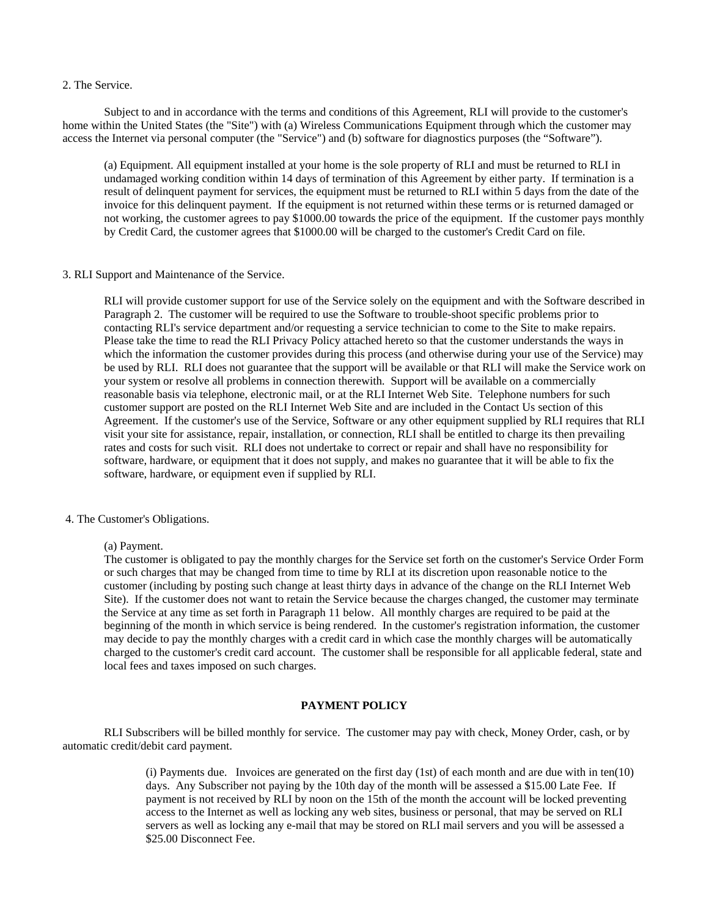2. The Service.

Subject to and in accordance with the terms and conditions of this Agreement, RLI will provide to the customer's home within the United States (the "Site") with (a) Wireless Communications Equipment through which the customer may access the Internet via personal computer (the "Service") and (b) software for diagnostics purposes (the "Software").

(a) Equipment. All equipment installed at your home is the sole property of RLI and must be returned to RLI in undamaged working condition within 14 days of termination of this Agreement by either party. If termination is a result of delinquent payment for services, the equipment must be returned to RLI within 5 days from the date of the invoice for this delinquent payment. If the equipment is not returned within these terms or is returned damaged or not working, the customer agrees to pay $1000.00 towards the price of the equipment. If the customer pays monthly by Credit Card, the customer agrees that $1000.00 will be charged to the customer's Credit Card on file.

3. RLI Support and Maintenance of the Service.

RLI will provide customer support for use of the Service solely on the equipment and with the Software described in Paragraph 2. The customer will be required to use the Software to trouble-shoot specific problems prior to contacting RLI's service department and/or requesting a service technician to come to the Site to make repairs. Please take the time to read the RLI Privacy Policy attached hereto so that the customer understands the ways in which the information the customer provides during this process (and otherwise during your use of the Service) may be used by RLI. RLI does not guarantee that the support will be available or that RLI will make the Service work on your system or resolve all problems in connection therewith. Support will be available on a commercially reasonable basis via telephone, electronic mail, or at the RLI Internet Web Site. Telephone numbers for such customer support are posted on the RLI Internet Web Site and are included in the Contact Us section of this Agreement. If the customer's use of the Service, Software or any other equipment supplied by RLI requires that RLI visit your site for assistance, repair, installation, or connection, RLI shall be entitled to charge its then prevailing rates and costs for such visit. RLI does not undertake to correct or repair and shall have no responsibility for software, hardware, or equipment that it does not supply, and makes no guarantee that it will be able to fix the software, hardware, or equipment even if supplied by RLI.

4. The Customer's Obligations.

(a) Payment.
The customer is obligated to pay the monthly charges for the Service set forth on the customer's Service Order Form or such charges that may be changed from time to time by RLI at its discretion upon reasonable notice to the customer (including by posting such change at least thirty days in advance of the change on the RLI Internet Web Site). If the customer does not want to retain the Service because the charges changed, the customer may terminate the Service at any time as set forth in Paragraph 11 below. All monthly charges are required to be paid at the beginning of the month in which service is being rendered. In the customer's registration information, the customer may decide to pay the monthly charges with a credit card in which case the monthly charges will be automatically charged to the customer's credit card account. The customer shall be responsible for all applicable federal, state and local fees and taxes imposed on such charges.

**PAYMENT POLICY**

RLI Subscribers will be billed monthly for service. The customer may pay with check, Money Order, cash, or by automatic credit/debit card payment.

(i) Payments due. Invoices are generated on the first day (1st) of each month and are due with in ten(10) days. Any Subscriber not paying by the 10th day of the month will be assessed a $15.00 Late Fee. If payment is not received by RLI by noon on the 15th of the month the account will be locked preventing access to the Internet as well as locking any web sites, business or personal, that may be served on RLI servers as well as locking any e-mail that may be stored on RLI mail servers and you will be assessed a $25.00 Disconnect Fee.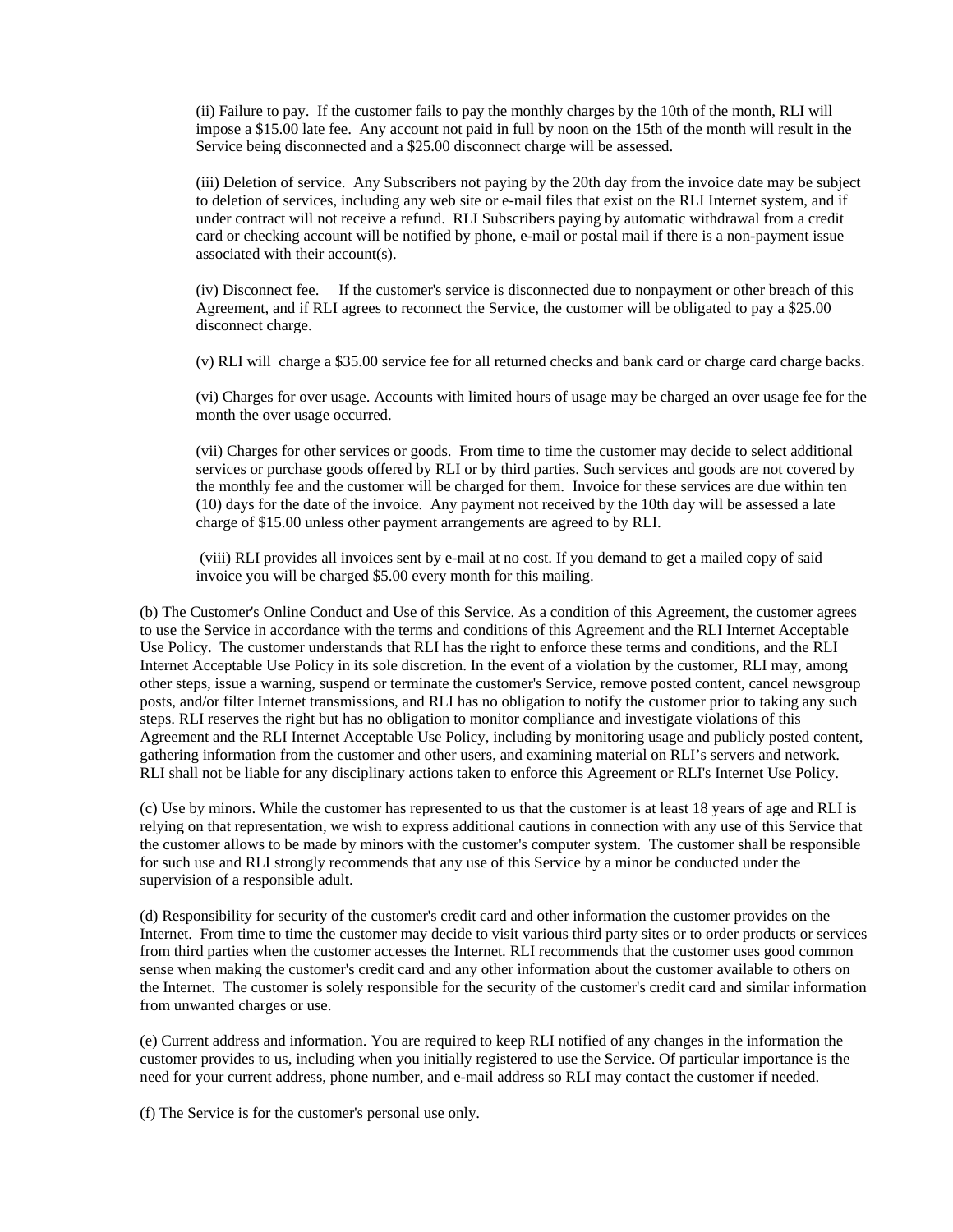(ii) Failure to pay. If the customer fails to pay the monthly charges by the 10th of the month, RLI will impose a $15.00 late fee. Any account not paid in full by noon on the 15th of the month will result in the Service being disconnected and a $25.00 disconnect charge will be assessed.

(iii) Deletion of service. Any Subscribers not paying by the 20th day from the invoice date may be subject to deletion of services, including any web site or e-mail files that exist on the RLI Internet system, and if under contract will not receive a refund. RLI Subscribers paying by automatic withdrawal from a credit card or checking account will be notified by phone, e-mail or postal mail if there is a non-payment issue associated with their account(s).

(iv) Disconnect fee. If the customer's service is disconnected due to nonpayment or other breach of this Agreement, and if RLI agrees to reconnect the Service, the customer will be obligated to pay a $25.00 disconnect charge.

(v) RLI will charge a $35.00 service fee for all returned checks and bank card or charge card charge backs.

(vi) Charges for over usage. Accounts with limited hours of usage may be charged an over usage fee for the month the over usage occurred.

(vii) Charges for other services or goods. From time to time the customer may decide to select additional services or purchase goods offered by RLI or by third parties. Such services and goods are not covered by the monthly fee and the customer will be charged for them. Invoice for these services are due within ten (10) days for the date of the invoice. Any payment not received by the 10th day will be assessed a late charge of $15.00 unless other payment arrangements are agreed to by RLI.

(viii) RLI provides all invoices sent by e-mail at no cost. If you demand to get a mailed copy of said invoice you will be charged $5.00 every month for this mailing.

(b) The Customer's Online Conduct and Use of this Service. As a condition of this Agreement, the customer agrees to use the Service in accordance with the terms and conditions of this Agreement and the RLI Internet Acceptable Use Policy. The customer understands that RLI has the right to enforce these terms and conditions, and the RLI Internet Acceptable Use Policy in its sole discretion. In the event of a violation by the customer, RLI may, among other steps, issue a warning, suspend or terminate the customer's Service, remove posted content, cancel newsgroup posts, and/or filter Internet transmissions, and RLI has no obligation to notify the customer prior to taking any such steps. RLI reserves the right but has no obligation to monitor compliance and investigate violations of this Agreement and the RLI Internet Acceptable Use Policy, including by monitoring usage and publicly posted content, gathering information from the customer and other users, and examining material on RLI's servers and network. RLI shall not be liable for any disciplinary actions taken to enforce this Agreement or RLI's Internet Use Policy.

(c) Use by minors. While the customer has represented to us that the customer is at least 18 years of age and RLI is relying on that representation, we wish to express additional cautions in connection with any use of this Service that the customer allows to be made by minors with the customer's computer system. The customer shall be responsible for such use and RLI strongly recommends that any use of this Service by a minor be conducted under the supervision of a responsible adult.

(d) Responsibility for security of the customer's credit card and other information the customer provides on the Internet. From time to time the customer may decide to visit various third party sites or to order products or services from third parties when the customer accesses the Internet. RLI recommends that the customer uses good common sense when making the customer's credit card and any other information about the customer available to others on the Internet. The customer is solely responsible for the security of the customer's credit card and similar information from unwanted charges or use.

(e) Current address and information. You are required to keep RLI notified of any changes in the information the customer provides to us, including when you initially registered to use the Service. Of particular importance is the need for your current address, phone number, and e-mail address so RLI may contact the customer if needed.

(f) The Service is for the customer's personal use only.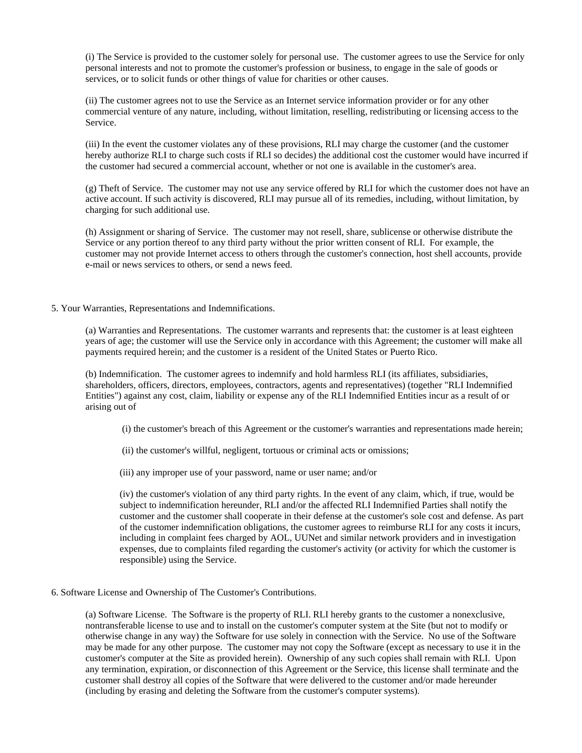(i) The Service is provided to the customer solely for personal use. The customer agrees to use the Service for only personal interests and not to promote the customer's profession or business, to engage in the sale of goods or services, or to solicit funds or other things of value for charities or other causes.

(ii) The customer agrees not to use the Service as an Internet service information provider or for any other commercial venture of any nature, including, without limitation, reselling, redistributing or licensing access to the Service.

(iii) In the event the customer violates any of these provisions, RLI may charge the customer (and the customer hereby authorize RLI to charge such costs if RLI so decides) the additional cost the customer would have incurred if the customer had secured a commercial account, whether or not one is available in the customer's area.

(g) Theft of Service. The customer may not use any service offered by RLI for which the customer does not have an active account. If such activity is discovered, RLI may pursue all of its remedies, including, without limitation, by charging for such additional use.

(h) Assignment or sharing of Service. The customer may not resell, share, sublicense or otherwise distribute the Service or any portion thereof to any third party without the prior written consent of RLI. For example, the customer may not provide Internet access to others through the customer's connection, host shell accounts, provide e-mail or news services to others, or send a news feed.

5. Your Warranties, Representations and Indemnifications.

(a) Warranties and Representations. The customer warrants and represents that: the customer is at least eighteen years of age; the customer will use the Service only in accordance with this Agreement; the customer will make all payments required herein; and the customer is a resident of the United States or Puerto Rico.

(b) Indemnification. The customer agrees to indemnify and hold harmless RLI (its affiliates, subsidiaries, shareholders, officers, directors, employees, contractors, agents and representatives) (together "RLI Indemnified Entities") against any cost, claim, liability or expense any of the RLI Indemnified Entities incur as a result of or arising out of

(i) the customer's breach of this Agreement or the customer's warranties and representations made herein;

(ii) the customer's willful, negligent, tortuous or criminal acts or omissions;

(iii) any improper use of your password, name or user name; and/or

(iv) the customer's violation of any third party rights. In the event of any claim, which, if true, would be subject to indemnification hereunder, RLI and/or the affected RLI Indemnified Parties shall notify the customer and the customer shall cooperate in their defense at the customer's sole cost and defense. As part of the customer indemnification obligations, the customer agrees to reimburse RLI for any costs it incurs, including in complaint fees charged by AOL, UUNet and similar network providers and in investigation expenses, due to complaints filed regarding the customer's activity (or activity for which the customer is responsible) using the Service.

6. Software License and Ownership of The Customer's Contributions.

(a) Software License. The Software is the property of RLI. RLI hereby grants to the customer a nonexclusive, nontransferable license to use and to install on the customer's computer system at the Site (but not to modify or otherwise change in any way) the Software for use solely in connection with the Service. No use of the Software may be made for any other purpose. The customer may not copy the Software (except as necessary to use it in the customer's computer at the Site as provided herein). Ownership of any such copies shall remain with RLI. Upon any termination, expiration, or disconnection of this Agreement or the Service, this license shall terminate and the customer shall destroy all copies of the Software that were delivered to the customer and/or made hereunder (including by erasing and deleting the Software from the customer's computer systems).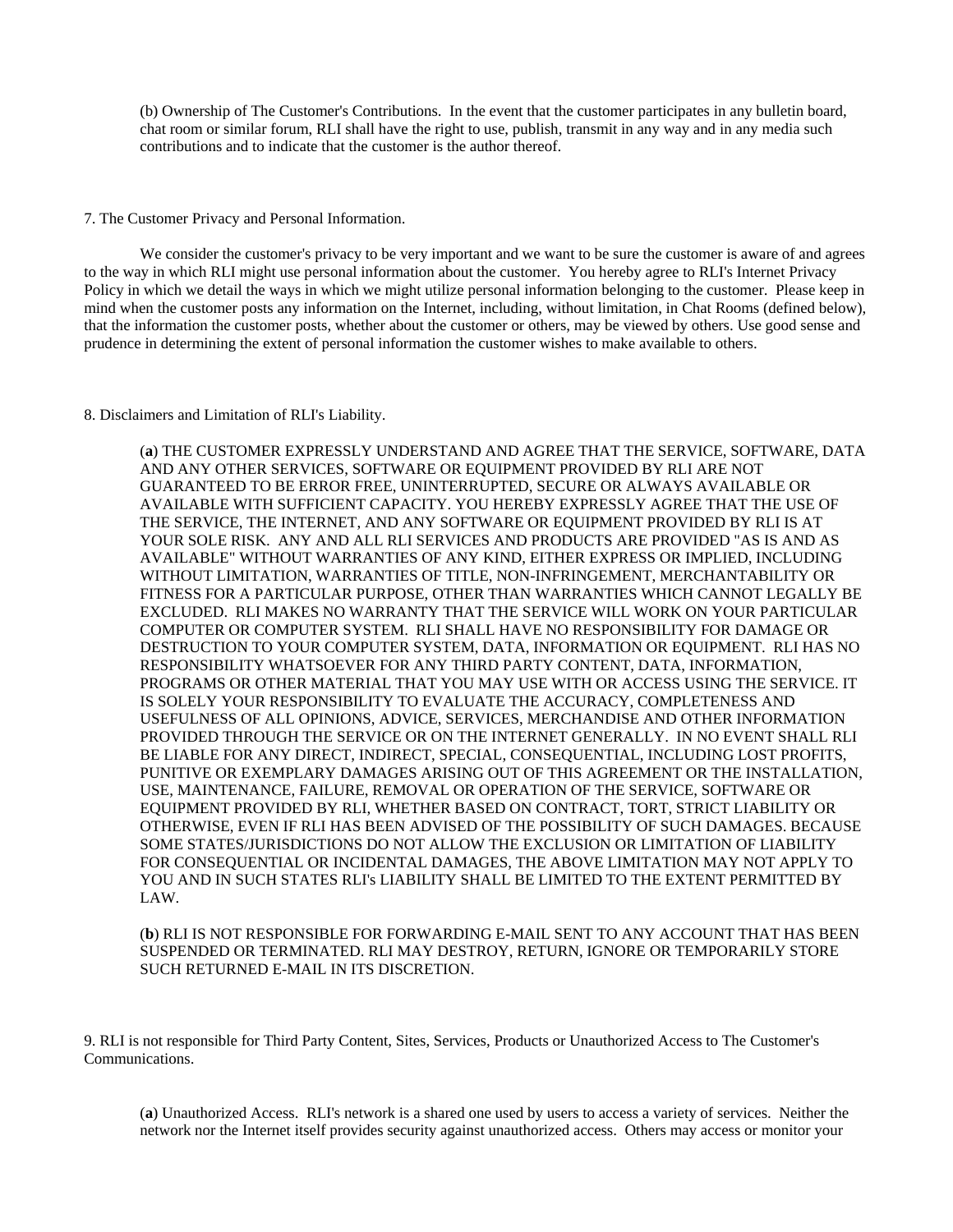(b) Ownership of The Customer's Contributions. In the event that the customer participates in any bulletin board, chat room or similar forum, RLI shall have the right to use, publish, transmit in any way and in any media such contributions and to indicate that the customer is the author thereof.

7. The Customer Privacy and Personal Information.

We consider the customer's privacy to be very important and we want to be sure the customer is aware of and agrees to the way in which RLI might use personal information about the customer. You hereby agree to RLI's Internet Privacy Policy in which we detail the ways in which we might utilize personal information belonging to the customer. Please keep in mind when the customer posts any information on the Internet, including, without limitation, in Chat Rooms (defined below), that the information the customer posts, whether about the customer or others, may be viewed by others. Use good sense and prudence in determining the extent of personal information the customer wishes to make available to others.

8. Disclaimers and Limitation of RLI's Liability.

(**a**) THE CUSTOMER EXPRESSLY UNDERSTAND AND AGREE THAT THE SERVICE, SOFTWARE, DATA AND ANY OTHER SERVICES, SOFTWARE OR EQUIPMENT PROVIDED BY RLI ARE NOT GUARANTEED TO BE ERROR FREE, UNINTERRUPTED, SECURE OR ALWAYS AVAILABLE OR AVAILABLE WITH SUFFICIENT CAPACITY. YOU HEREBY EXPRESSLY AGREE THAT THE USE OF THE SERVICE, THE INTERNET, AND ANY SOFTWARE OR EQUIPMENT PROVIDED BY RLI IS AT YOUR SOLE RISK. ANY AND ALL RLI SERVICES AND PRODUCTS ARE PROVIDED "AS IS AND AS AVAILABLE" WITHOUT WARRANTIES OF ANY KIND, EITHER EXPRESS OR IMPLIED, INCLUDING WITHOUT LIMITATION, WARRANTIES OF TITLE, NON-INFRINGEMENT, MERCHANTABILITY OR FITNESS FOR A PARTICULAR PURPOSE, OTHER THAN WARRANTIES WHICH CANNOT LEGALLY BE EXCLUDED. RLI MAKES NO WARRANTY THAT THE SERVICE WILL WORK ON YOUR PARTICULAR COMPUTER OR COMPUTER SYSTEM. RLI SHALL HAVE NO RESPONSIBILITY FOR DAMAGE OR DESTRUCTION TO YOUR COMPUTER SYSTEM, DATA, INFORMATION OR EQUIPMENT. RLI HAS NO RESPONSIBILITY WHATSOEVER FOR ANY THIRD PARTY CONTENT, DATA, INFORMATION, PROGRAMS OR OTHER MATERIAL THAT YOU MAY USE WITH OR ACCESS USING THE SERVICE. IT IS SOLELY YOUR RESPONSIBILITY TO EVALUATE THE ACCURACY, COMPLETENESS AND USEFULNESS OF ALL OPINIONS, ADVICE, SERVICES, MERCHANDISE AND OTHER INFORMATION PROVIDED THROUGH THE SERVICE OR ON THE INTERNET GENERALLY. IN NO EVENT SHALL RLI BE LIABLE FOR ANY DIRECT, INDIRECT, SPECIAL, CONSEQUENTIAL, INCLUDING LOST PROFITS, PUNITIVE OR EXEMPLARY DAMAGES ARISING OUT OF THIS AGREEMENT OR THE INSTALLATION, USE, MAINTENANCE, FAILURE, REMOVAL OR OPERATION OF THE SERVICE, SOFTWARE OR EQUIPMENT PROVIDED BY RLI, WHETHER BASED ON CONTRACT, TORT, STRICT LIABILITY OR OTHERWISE, EVEN IF RLI HAS BEEN ADVISED OF THE POSSIBILITY OF SUCH DAMAGES. BECAUSE SOME STATES/JURISDICTIONS DO NOT ALLOW THE EXCLUSION OR LIMITATION OF LIABILITY FOR CONSEQUENTIAL OR INCIDENTAL DAMAGES, THE ABOVE LIMITATION MAY NOT APPLY TO YOU AND IN SUCH STATES RLI's LIABILITY SHALL BE LIMITED TO THE EXTENT PERMITTED BY LAW.

(**b**) RLI IS NOT RESPONSIBLE FOR FORWARDING E-MAIL SENT TO ANY ACCOUNT THAT HAS BEEN SUSPENDED OR TERMINATED. RLI MAY DESTROY, RETURN, IGNORE OR TEMPORARILY STORE SUCH RETURNED E-MAIL IN ITS DISCRETION.

9. RLI is not responsible for Third Party Content, Sites, Services, Products or Unauthorized Access to The Customer's Communications.

(**a**) Unauthorized Access. RLI's network is a shared one used by users to access a variety of services. Neither the network nor the Internet itself provides security against unauthorized access. Others may access or monitor your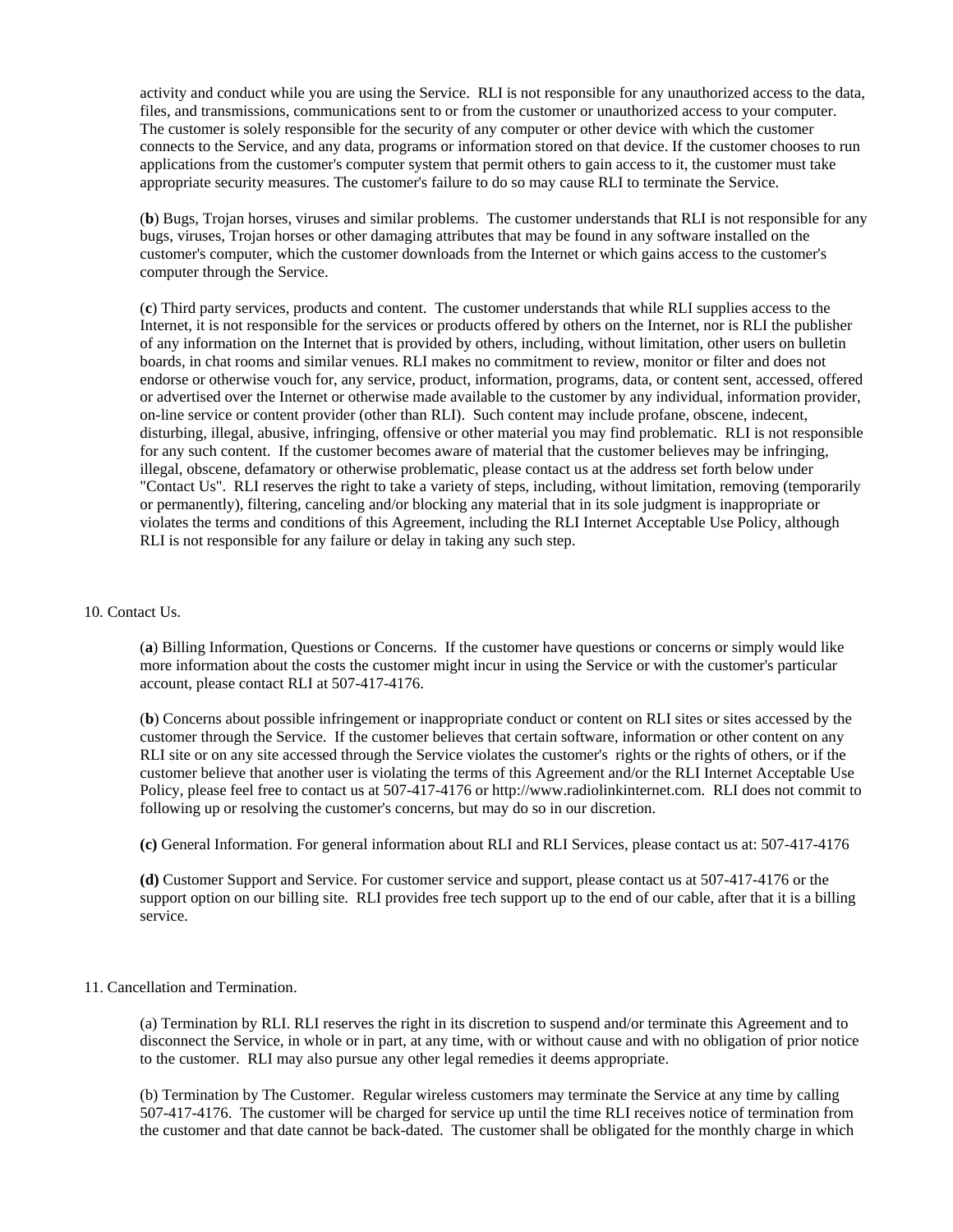activity and conduct while you are using the Service. RLI is not responsible for any unauthorized access to the data, files, and transmissions, communications sent to or from the customer or unauthorized access to your computer. The customer is solely responsible for the security of any computer or other device with which the customer connects to the Service, and any data, programs or information stored on that device. If the customer chooses to run applications from the customer's computer system that permit others to gain access to it, the customer must take appropriate security measures. The customer's failure to do so may cause RLI to terminate the Service.

(**b**) Bugs, Trojan horses, viruses and similar problems. The customer understands that RLI is not responsible for any bugs, viruses, Trojan horses or other damaging attributes that may be found in any software installed on the customer's computer, which the customer downloads from the Internet or which gains access to the customer's computer through the Service.

(**c**) Third party services, products and content. The customer understands that while RLI supplies access to the Internet, it is not responsible for the services or products offered by others on the Internet, nor is RLI the publisher of any information on the Internet that is provided by others, including, without limitation, other users on bulletin boards, in chat rooms and similar venues. RLI makes no commitment to review, monitor or filter and does not endorse or otherwise vouch for, any service, product, information, programs, data, or content sent, accessed, offered or advertised over the Internet or otherwise made available to the customer by any individual, information provider, on-line service or content provider (other than RLI). Such content may include profane, obscene, indecent, disturbing, illegal, abusive, infringing, offensive or other material you may find problematic. RLI is not responsible for any such content. If the customer becomes aware of material that the customer believes may be infringing, illegal, obscene, defamatory or otherwise problematic, please contact us at the address set forth below under "Contact Us". RLI reserves the right to take a variety of steps, including, without limitation, removing (temporarily or permanently), filtering, canceling and/or blocking any material that in its sole judgment is inappropriate or violates the terms and conditions of this Agreement, including the RLI Internet Acceptable Use Policy, although RLI is not responsible for any failure or delay in taking any such step.

10. Contact Us.

(**a**) Billing Information, Questions or Concerns. If the customer have questions or concerns or simply would like more information about the costs the customer might incur in using the Service or with the customer's particular account, please contact RLI at 507-417-4176.

(**b**) Concerns about possible infringement or inappropriate conduct or content on RLI sites or sites accessed by the customer through the Service. If the customer believes that certain software, information or other content on any RLI site or on any site accessed through the Service violates the customer's rights or the rights of others, or if the customer believe that another user is violating the terms of this Agreement and/or the RLI Internet Acceptable Use Policy, please feel free to contact us at 507-417-4176 or http://www.radiolinkinternet.com. RLI does not commit to following up or resolving the customer's concerns, but may do so in our discretion.

**(c)** General Information. For general information about RLI and RLI Services, please contact us at: 507-417-4176

**(d)** Customer Support and Service. For customer service and support, please contact us at 507-417-4176 or the support option on our billing site. RLI provides free tech support up to the end of our cable, after that it is a billing service.

11. Cancellation and Termination.

(a) Termination by RLI. RLI reserves the right in its discretion to suspend and/or terminate this Agreement and to disconnect the Service, in whole or in part, at any time, with or without cause and with no obligation of prior notice to the customer. RLI may also pursue any other legal remedies it deems appropriate.

(b) Termination by The Customer. Regular wireless customers may terminate the Service at any time by calling 507-417-4176. The customer will be charged for service up until the time RLI receives notice of termination from the customer and that date cannot be back-dated. The customer shall be obligated for the monthly charge in which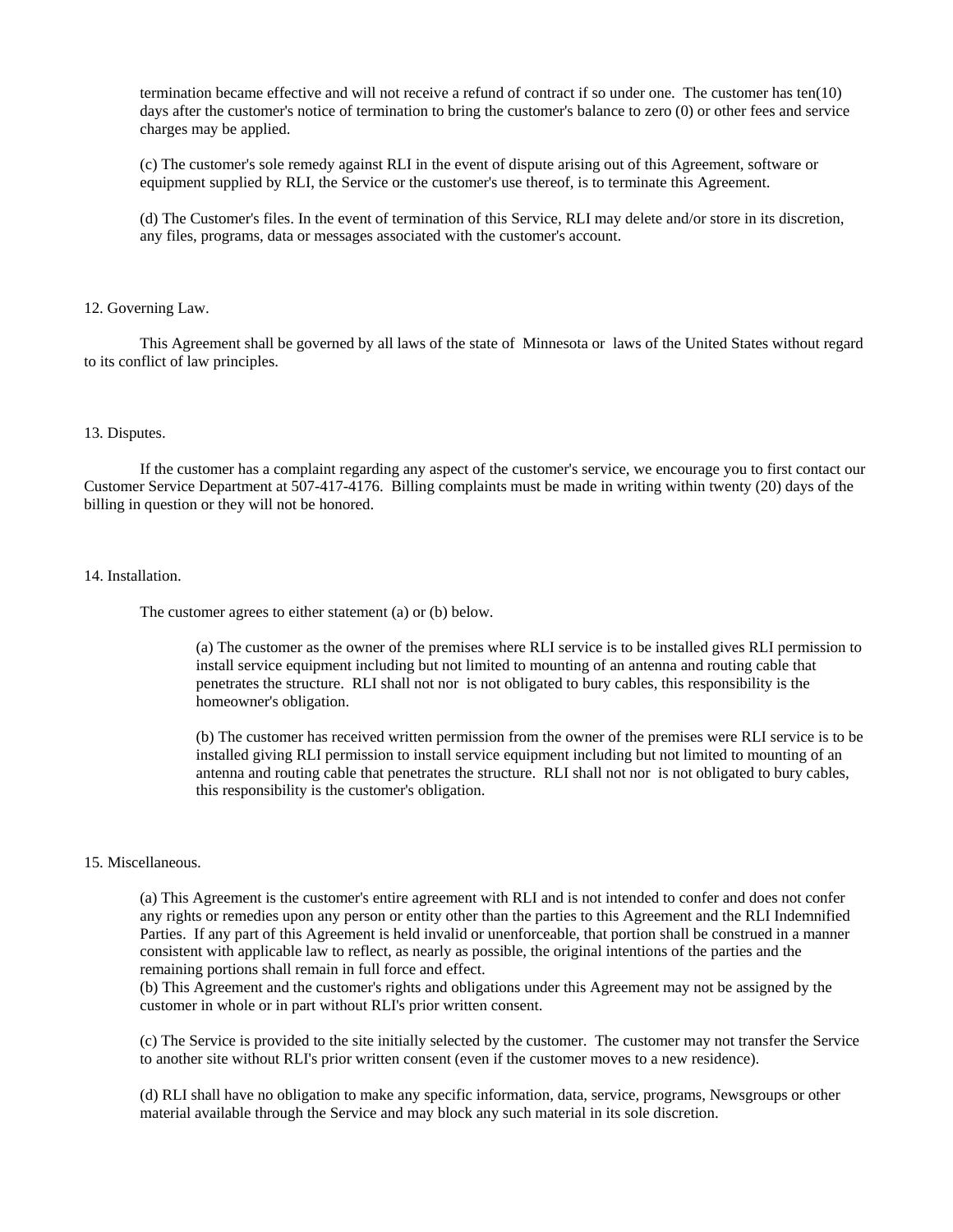termination became effective and will not receive a refund of contract if so under one. The customer has ten(10) days after the customer's notice of termination to bring the customer's balance to zero (0) or other fees and service charges may be applied.

(c) The customer's sole remedy against RLI in the event of dispute arising out of this Agreement, software or equipment supplied by RLI, the Service or the customer's use thereof, is to terminate this Agreement.

(d) The Customer's files. In the event of termination of this Service, RLI may delete and/or store in its discretion, any files, programs, data or messages associated with the customer's account.

12. Governing Law.

This Agreement shall be governed by all laws of the state of Minnesota or laws of the United States without regard to its conflict of law principles.

13. Disputes.

If the customer has a complaint regarding any aspect of the customer's service, we encourage you to first contact our Customer Service Department at 507-417-4176. Billing complaints must be made in writing within twenty (20) days of the billing in question or they will not be honored.

14. Installation.

The customer agrees to either statement (a) or (b) below.

(a) The customer as the owner of the premises where RLI service is to be installed gives RLI permission to install service equipment including but not limited to mounting of an antenna and routing cable that penetrates the structure. RLI shall not nor is not obligated to bury cables, this responsibility is the homeowner's obligation.

(b) The customer has received written permission from the owner of the premises were RLI service is to be installed giving RLI permission to install service equipment including but not limited to mounting of an antenna and routing cable that penetrates the structure. RLI shall not nor is not obligated to bury cables, this responsibility is the customer's obligation.

15. Miscellaneous.

(a) This Agreement is the customer's entire agreement with RLI and is not intended to confer and does not confer any rights or remedies upon any person or entity other than the parties to this Agreement and the RLI Indemnified Parties. If any part of this Agreement is held invalid or unenforceable, that portion shall be construed in a manner consistent with applicable law to reflect, as nearly as possible, the original intentions of the parties and the remaining portions shall remain in full force and effect.
(b) This Agreement and the customer's rights and obligations under this Agreement may not be assigned by the customer in whole or in part without RLI's prior written consent.

(c) The Service is provided to the site initially selected by the customer. The customer may not transfer the Service to another site without RLI's prior written consent (even if the customer moves to a new residence).

(d) RLI shall have no obligation to make any specific information, data, service, programs, Newsgroups or other material available through the Service and may block any such material in its sole discretion.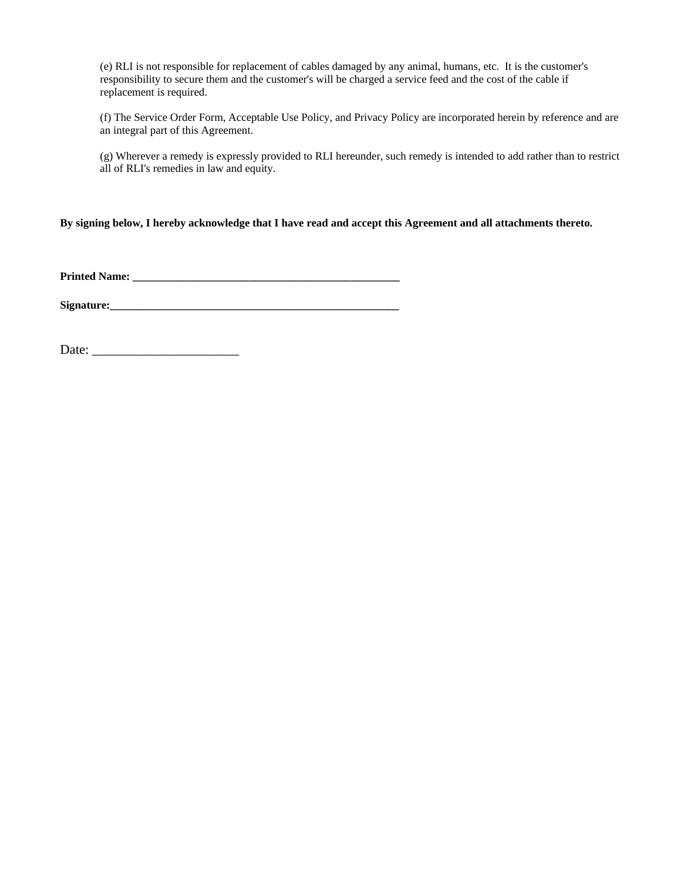(e) RLI is not responsible for replacement of cables damaged by any animal, humans, etc. It is the customer's responsibility to secure them and the customer's will be charged a service feed and the cost of the cable if replacement is required.

(f) The Service Order Form, Acceptable Use Policy, and Privacy Policy are incorporated herein by reference and are an integral part of this Agreement.

(g) Wherever a remedy is expressly provided to RLI hereunder, such remedy is intended to add rather than to restrict all of RLI's remedies in law and equity.

**By signing below, I hereby acknowledge that I have read and accept this Agreement and all attachments thereto.**

**Printed Name: __________________________________________________**

**Signature:______________________________________________________**

Date: _______________________